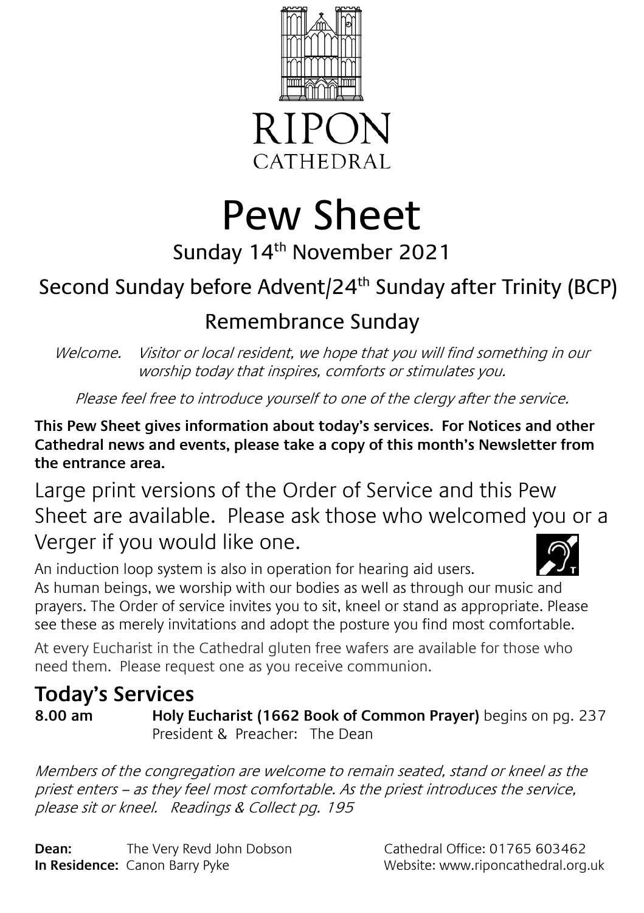RIPON
CATHEDRAL

# Pew Sheet

## Sunday 14th November 2021

## Second Sunday before Advent/24th Sunday after Trinity (BCP)

## Remembrance Sunday

*Welcome. Visitor or local resident, we hope that you will find something in our worship today that inspires, comforts or stimulates you.*

*Please feel free to introduce yourself to one of the clergy after the service.*

**This Pew Sheet gives information about today's services. For Notices and other Cathedral news and events, please take a copy of this month's Newsletter from the entrance area.**

Large print versions of the Order of Service and this Pew Sheet are available. Please ask those who welcomed you or a Verger if you would like one.

An induction loop system is also in operation for hearing aid users.

As human beings, we worship with our bodies as well as through our music and prayers. The Order of service invites you to sit, kneel or stand as appropriate. Please see these as merely invitations and adopt the posture you find most comfortable.

At every Eucharist in the Cathedral gluten free wafers are available for those who need them. Please request one as you receive communion.

## Today's Services

**8.00 am** **Holy Eucharist (1662 Book of Common Prayer)** begins on pg. 237
President & Preacher: The Dean

*Members of the congregation are welcome to remain seated, stand or kneel as the priest enters – as they feel most comfortable. As the priest introduces the service, please sit or kneel. Readings & Collect pg. 195*

**Dean:** The Very Revd John Dobson
**In Residence:** Canon Barry Pyke

Cathedral Office: 01765 603462
Website: www.riponcathedral.org.uk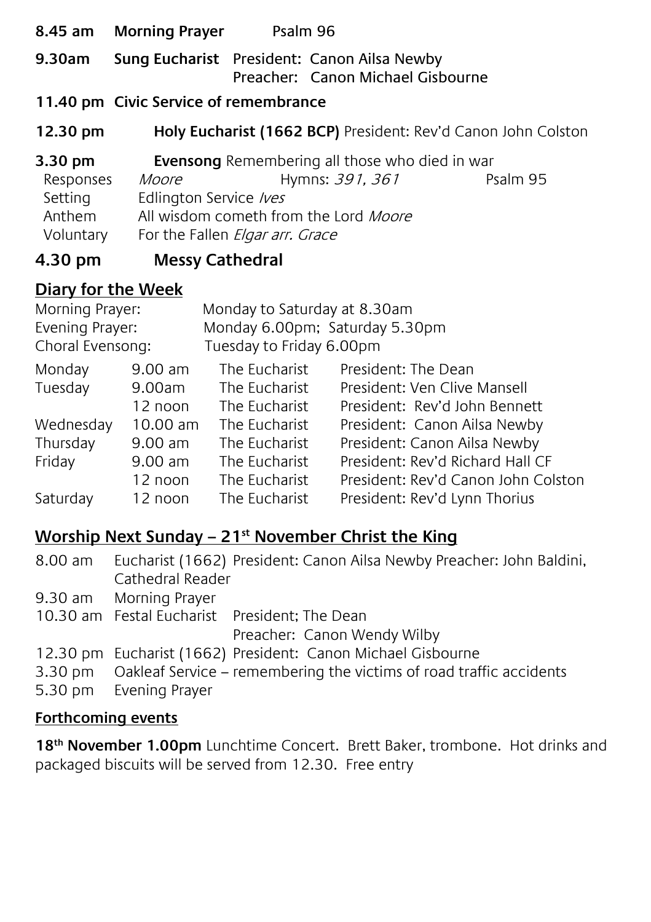**8.45 am Morning Prayer** Psalm 96

**9.30am Sung Eucharist** President: Canon Ailsa Newby
Preacher: Canon Michael Gisbourne

**11.40 pm Civic Service of remembrance**

**12.30 pm Holy Eucharist (1662 BCP)** President: Rev'd Canon John Colston

**3.30 pm Evensong** Remembering all those who died in war

| | | | |
|---|---|---|---|
| Responses | *Moore* | Hymns: *391, 361* | Psalm 95 |
| Setting | Edlington Service *Ives* | | |
| Anthem | All wisdom cometh from the Lord *Moore* | | |
| Voluntary | For the Fallen *Elgar arr. Grace* | | |

## 4.30 pm Messy Cathedral

## Diary for the Week

Morning Prayer: Monday to Saturday at 8.30am
Evening Prayer: Monday 6.00pm; Saturday 5.30pm
Choral Evensong: Tuesday to Friday 6.00pm

| | | | |
|---|---|---|---|
| Monday | 9.00 am | The Eucharist | President: The Dean |
| Tuesday | 9.00am | The Eucharist | President: Ven Clive Mansell |
| | 12 noon | The Eucharist | President: Rev'd John Bennett |
| Wednesday | 10.00 am | The Eucharist | President: Canon Ailsa Newby |
| Thursday | 9.00 am | The Eucharist | President: Canon Ailsa Newby |
| Friday | 9.00 am | The Eucharist | President: Rev'd Richard Hall CF |
| | 12 noon | The Eucharist | President: Rev'd Canon John Colston |
| Saturday | 12 noon | The Eucharist | President: Rev'd Lynn Thorius |

## Worship Next Sunday – 21st November Christ the King

| | |
|---|---|
| 8.00 am | Eucharist (1662) President: Canon Ailsa Newby Preacher: John Baldini, Cathedral Reader |
| 9.30 am | Morning Prayer |
| 10.30 am | Festal Eucharist President; The Dean<br>Preacher: Canon Wendy Wilby |
| 12.30 pm | Eucharist (1662) President: Canon Michael Gisbourne |
| 3.30 pm | Oakleaf Service – remembering the victims of road traffic accidents |
| 5.30 pm | Evening Prayer |

### Forthcoming events

**18th November 1.00pm** Lunchtime Concert. Brett Baker, trombone. Hot drinks and packaged biscuits will be served from 12.30. Free entry